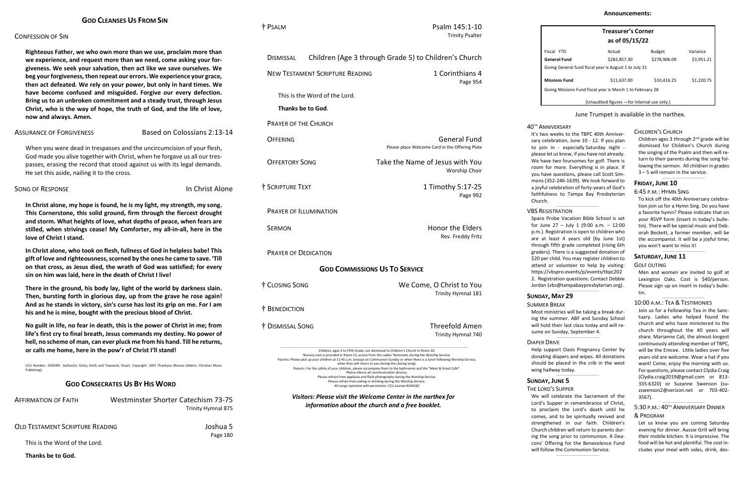## God Cleanses Us From Sin

### Confession of Sin

**Righteous Father, we who own more than we use, proclaim more than we experience, and request more than we need, come asking your forgiveness. We seek your salvation, then act like we save ourselves. We beg your forgiveness, then repeat our errors. We experience your grace, then act defeated. We rely on your power, but only in hard times. We have become confused and misguided. Forgive our every defection. Bring us to an unbroken commitment and a steady trust, through Jesus Christ, who is the way of hope, the truth of God, and the life of love, now and always. Amen.**

### Assurance of Forgiveness — Based on Colossians 2:13-14

When you were dead in trespasses and the uncircumcision of your flesh, God made you alive together with Christ, when he forgave us all our trespasses, erasing the record that stood against us with its legal demands. He set this aside, nailing it to the cross.

### Song of Response — In Christ Alone

**In Christ alone, my hope is found, he is my light, my strength, my song. This Cornerstone, this solid ground, firm through the fiercest drought and storm. What heights of love, what depths of peace, when fears are stilled, when strivings cease! My Comforter, my all-in-all, here in the love of Christ I stand.**

**In Christ alone, who took on flesh, fullness of God in helpless babe! This gift of love and righteousness, scorned by the ones he came to save. 'Till on that cross, as Jesus died, the wrath of God was satisfied; for every sin on him was laid, here in the death of Christ I live!**

**There in the ground, his body lay, light of the world by darkness slain. Then, bursting forth in glorious day, up from the grave he rose again! And as he stands in victory, sin's curse has lost its grip on me. For I am his and he is mine, bought with the precious blood of Christ.**

**No guilt in life, no fear in death, this is the power of Christ in me; from life's first cry to final breath, Jesus commands my destiny. No power of hell, no scheme of man, can ever pluck me from his hand. Till he returns, or calls me home, here in the pow'r of Christ I'll stand!**

CCLI Number: 3350395 Author(s): Getty, Keith and Townend, Stuart, Copyright: 2001 Thankyou Muswic (Admin. Christian Music Publishing)

## God Consecrates Us By His Word

**Affirmation of Faith** — Westminster Shorter Catechism 73-75, Trinity Hymnal 875

**Old Testament Scripture Reading** — Joshua 5, Page 180

This is the Word of the Lord.

**Thanks be to God.**

† **Psalm** — Psalm 145:1-10, Trinity Psalter

**Dismissal** — Children (Age 3 through Grade 5) to Children's Church

**New Testament Scripture Reading** — 1 Corinthians 4, Page 954

This is the Word of the Lord.

**Thanks be to God**.

**Prayer of the Church**

**Offering** — General Fund
Please place Welcome Card in the Offering Plate

**Offertory Song** — Take the Name of Jesus with You, Worship Choir

† **Scripture Text** — 1 Timothy 5:17-25, Page 992

**Prayer of Illumination**

**Sermon** — Honor the Elders, Rev. Freddy Fritz

**Prayer of Dedication**

## God Commissions Us To Service

† **Closing Song** — We Come, O Christ to You, Trinity Hymnal 181

† **Benediction**

† **Dismissal Song** — Threefold Amen, Trinity Hymnal 740

Children, ages 3 to Fifth Grade, are dismissed to Children's Church in Room 20.
Nursery care is provided in Room 13, across from the Ladies' Restroom, during the Worship Service.
Parents: Please pick up your children at 11:45 a.m. (except on Communion Sunday or when there is a lunch following Worship Service, when they will return to you during the closing song).
Parents: For the safety of your children, please accompany them to the bathrooms and the "Meet & Greet Café".
Please silence all communication devices.
Please refrain from applause and flash photography during the Worship Service.
Please refrain from eating or drinking during the Worship Service.
*All songs reprinted with permission. CCLI License #264182.*

***Visitors: Please visit the Welcome Center in the narthex for information about the church and a free booklet.***

## Announcements:

**Treasurer's Corner as of 05/15/22**

| Fiscal YTD | Actual | Budget | Variance |
|---|---|---|---|
| **General Fund** | $282,857.30 | $278,906.09 | $3,951.21 |
| Giving General fund fiscal year is August 1 to July 31 | | | |
| **Missions Fund** | $11,637.00 | $10,416.25 | $1,220.75 |
| Giving Missions Fund fiscal year is March 1 to February 28 | | | |

(Unaudited figures —for internal use only.)

June Trumpet is available in the narthex.

### 40th Anniversary

It's two weeks to the TBPC 40th Anniversary celebration, June 10 - 12. If you plan to join in - especially Saturday night - please let us know, if you have not already. We have two foursomes for golf. There is room for more. Everything is in place. If you have questions, please call Scott Simmons (352-246-1639). We look forward to a joyful celebration of forty-years of God's faithfulness to Tampa Bay Presbyterian Church.

### VBS Registration

Space Probe Vacation Bible School is set for June 27 – July 1 (9:00 a.m. – 12:00 p.m.). Registration is open to children who are at least 4 years old (by June 1st) through fifth grade completed (rising 6th graders). There is a suggested donation of $20 per child. You may register children to attend or volunteer to help by visiting: https://vbspro.events/p/events/tbpc2022. Registration questions: Contact Debbie Jordan (vbs@tampabaypresbyterian.org).

### Sunday, May 29

**Summer Break**

Most ministries will be taking a break during the summer. ABF and Sunday School will hold their last class today and will resume on Sunday, September 4.

**Diaper Drive**

Help support Oasis Pregnancy Center by donating diapers and wipes. All donations should be placed in the crib in the west wing hallway today.

### Sunday, June 5

**The Lord's Supper**

We will celebrate the Sacrament of the Lord's Supper in remembrance of Christ, to proclaim the Lord's death until he comes, and to be spiritually revived and strengthened in our faith. Children's Church children will return to parents during the song prior to communion. A Deacons' Offering for the Benevolence Fund will follow the Communion Service.

### Children's Church

Children ages 3 through 2nd grade will be dismissed for Children's Church during the singing of the Psalm and then will return to their parents during the song following the sermon. All children in grades 3 – 5 will remain in the service.

### Friday, June 10

**6:45 p.m.: Hymn Sing**

To kick off the 40th Anniversary celebration join us for a Hymn Sing. Do you have a favorite hymn? Please indicate that on your RSVP form (insert in today's bulletin). There will be special music and Deborah Beckett, a former member, will be the accompanist. It will be a joyful time; you won't want to miss it!

### Saturday, June 11

**Golf Outing**

Men and women are invited to golf at Lexington Oaks. Cost is $40/person. Please sign up on insert in today's bulletin.

**10:00 a.m.: Tea & Testimonies**

Join us for a Fellowship Tea in the Sanctuary. Ladies who helped found the church and who have ministered to the church throughout the 40 years will share. Marianne Cali, the almost-longest continuously attending member of TBPC, will be the Emcee. Little ladies over five years old are welcome. Wear a hat if you want! Come, enjoy the morning with us. For questions, please contact Clydia Craig (Clydia.craig2019@gmail.com or 813-335-6320) or Suzanne Swenson (suzswenson2@verizon.net or 703-402-3567).

**5:30 p.m.: 40th Anniversary Dinner & Program**

Let us know you are coming Saturday evening for dinner. Aussie Grill will bring their mobile kitchen. It is impressive. The food will be hot and plentiful. The cost includes your meal with sides, drink, des-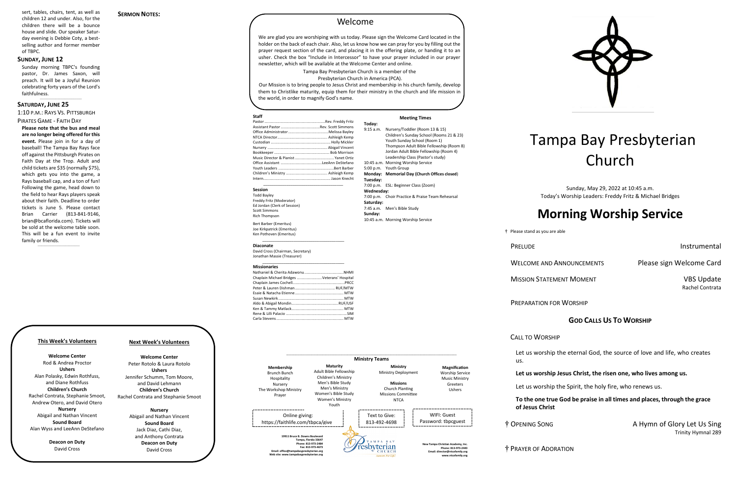sert, tables, chairs, tent, as well as children 12 and under. Also, for the children there will be a bounce house and slide. Our speaker Saturday evening is Debbie Coty, a best-selling author and former member of TBPC.

### SUNDAY, JUNE 12

Sunday morning TBPC's founding pastor, Dr. James Saxon, will preach. It will be a Joyful Reunion celebrating forty years of the Lord's faithfulness.

### SATURDAY, JUNE 25

1:10 P.M.: RAYS VS. PITTSBURGH PIRATES GAME - FAITH DAY

**Please note that the bus and meal are no longer being offered for this event.** Please join in for a day of baseball! The Tampa Bay Rays face off against the Pittsburgh Pirates on Faith Day at the Trop. Adult and child tickets are $35 (normally $75), which gets you into the game, a Rays baseball cap, and a ton of fun! Following the game, head down to the field to hear Rays players speak about their faith. Deadline to order tickets is June 5. Please contact Brian Carrier (813-841-9146, brian@bcaflorida.com). Tickets will be sold at the welcome table soon. This will be a fun event to invite family or friends.

**SERMON NOTES:**

### This Week's Volunteers

**Welcome Center**
Rod & Andrea Proctor
**Ushers**
Alan Polasky, Edwin Rothfuss, and Diane Rothfuss
**Children's Church**
Rachel Contrata, Stephanie Smoot, Andrew Otero, and David Otero
**Nursery**
Abigail and Nathan Vincent
**Sound Board**
Alan Wyss and LeeAnn DeStefano

**Deacon on Duty**
David Cross

### Next Week's Volunteers

**Welcome Center**
Peter Rotolo & Laura Rotolo
**Ushers**
Jennifer Schumm, Tom Moore, and David Lehmann
**Children's Church**
Rachel Contrata and Stephanie Smoot

**Nursery**
Abigail and Nathan Vincent
**Sound Board**
Jack Diaz, Cathi Diaz, and Anthony Contrata
**Deacon on Duty**
David Cross

## Welcome

We are glad you are worshiping with us today. Please sign the Welcome Card located in the holder on the back of each chair. Also, let us know how we can pray for you by filling out the prayer request section of the card, and placing it in the offering plate, or handing it to an usher. Check the box "Include in Intercessor" to have your prayer included in our prayer newsletter, which will be available at the Welcome Center and online.

Tampa Bay Presbyterian Church is a member of the Presbyterian Church in America (PCA).

Our Mission is to bring people to Jesus Christ and membership in his church family, develop them to Christlike maturity, equip them for their ministry in the church and life mission in the world, in order to magnify God's name.

### Staff

| | |
|---|---|
| Pastor | Rev. Freddy Fritz |
| Assistant Pastor | Rev. Scott Simmons |
| Office Administrator | Melissa Bayley |
| NTCA Director | Ashleigh Kemp |
| Custodian | Holly Mickler |
| Nursery | Abigail Vincent |
| Bookkeeper | Bob Morrison |
| Music Director & Pianist | Yanet Ortiz |
| Office Assistant | LeeAnn DeStefano |
| Youth Leaders | Bert Barber |
| Children's Ministry | Ashleigh Kemp |
| Intern | Jason Knecht |

### Session

Todd Bayley
Freddy Fritz (Moderator)
Ed Jordan (Clerk of Session)
Scott Simmons
Rich Thompson

Bert Barber (Emeritus)
Joe Kirkpatrick (Emeritus)
Ken Pothoven (Emeritus)

### Diaconate

David Cross (Chairman, Secretary)
Jonathan Massie (Treasurer)

### Missionaries

| | |
|---|---|
| Nathaniel & Cherita Adawonu | NHMI |
| Chaplain Michael Bridges | Veterans' Hospital |
| Chaplain James Cochell | PRCC |
| Peter & Lauren Dishman | RUF/MTW |
| Esaie & Natacha Etienne | MTW |
| Susan Newkirk | MTW |
| Aldo & Abigail Mondin | RUF/USF |
| Ken & Tammy Matlack | MTW |
| Rene & Lilli Palacio | SIM |
| Carla Stevens | MTW |

### Meeting Times

**Today:**
9:15 a.m. Nursery/Toddler (Room 13 & 15)
Children's Sunday School (Rooms 21 & 23)
Youth Sunday School (Room 1)
Thompson Adult Bible Fellowship (Room 8)
Jordan Adult Bible Fellowship (Room 4)
Leadership Class (Pastor's study)
10:45 a.m. Morning Worship Service
5:00 p.m. Youth Group
**Monday: Memorial Day (Church Offices closed)**
**Tuesday:**
7:00 p.m. ESL: Beginner Class (Zoom)
**Wednesday:**
7:00 p.m. Choir Practice & Praise Team Rehearsal
**Saturday:**
7:45 a.m. Men's Bible Study
**Sunday:**
10:45 a.m. Morning Worship Service

### Ministry Teams

| Membership | Maturity | Ministry | Magnification |
|---|---|---|---|
| Brunch Bunch | Adult Bible Fellowship | Ministry Deployment | Worship Service |
| Hospitality | Children's Ministry | | Music Ministry |
| Nursery | Men's Bible Study | **Missions** | Greeters |
| The Workshop Ministry | Men's Ministry | Church Planting | Ushers |
| Prayer | Women's Bible Study | Missions Committee | |
| | Women's Ministry | NTCA | |
| | Youth | | |

Online giving: https://faithlife.com/tbpca/give

Text to Give: 813-492-4698

WIFI: Guest Password: tbpcguest

19911 Bruce B. Downs Boulevard
Tampa, Florida 33647
Phone: 813-973-2484
Fax: 813-973-4673
Email: office@tampabaypresbyterian.org
Web site: www.tampabaypresbyterian.org

Tampa Bay Presbyterian Church — Jesus For Life

New Tampa Christian Academy, Inc.
Phone: 813-973-2443
Email: director@ntcafamily.org
www.ntcafamily.org

# Tampa Bay Presbyterian Church

Sunday, May 29, 2022 at 10:45 a.m.
Today's Worship Leaders: Freddy Fritz & Michael Bridges

# Morning Worship Service

† Please stand as you are able

PRELUDE — Instrumental

WELCOME AND ANNOUNCEMENTS — Please sign Welcome Card

MISSION STATEMENT MOMENT — VBS Update
Rachel Contrata

PREPARATION FOR WORSHIP

## GOD CALLS US TO WORSHIP

CALL TO WORSHIP

Let us worship the eternal God, the source of love and life, who creates us.

**Let us worship Jesus Christ, the risen one, who lives among us.**

Let us worship the Spirit, the holy fire, who renews us.

**To the one true God be praise in all times and places, through the grace of Jesus Christ**

† OPENING SONG — A Hymn of Glory Let Us Sing
Trinity Hymnal 289

† PRAYER OF ADORATION